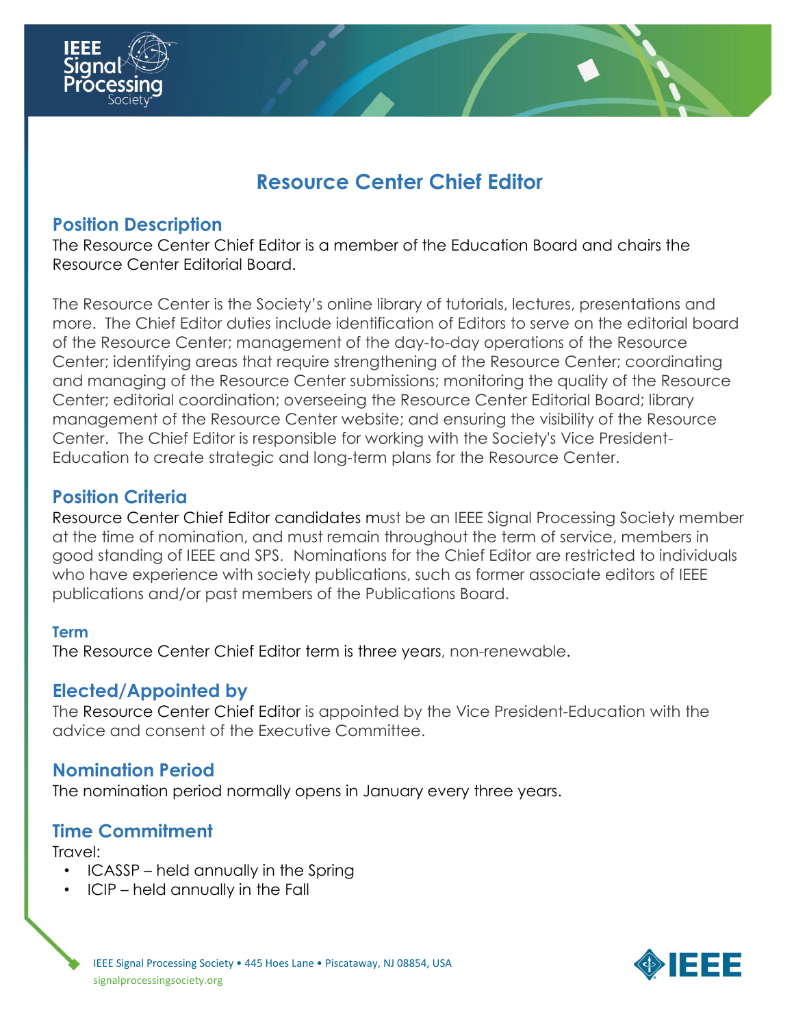# Resource Center Chief Editor

## Position Description

The Resource Center Chief Editor is a member of the Education Board and chairs the Resource Center Editorial Board.

The Resource Center is the Society's online library of tutorials, lectures, presentations and more. The Chief Editor duties include identification of Editors to serve on the editorial board of the Resource Center; management of the day-to-day operations of the Resource Center; identifying areas that require strengthening of the Resource Center; coordinating and managing of the Resource Center submissions; monitoring the quality of the Resource Center; editorial coordination; overseeing the Resource Center Editorial Board; library management of the Resource Center website; and ensuring the visibility of the Resource Center. The Chief Editor is responsible for working with the Society's Vice President-Education to create strategic and long-term plans for the Resource Center.

## Position Criteria

Resource Center Chief Editor candidates must be an IEEE Signal Processing Society member at the time of nomination, and must remain throughout the term of service, members in good standing of IEEE and SPS. Nominations for the Chief Editor are restricted to individuals who have experience with society publications, such as former associate editors of IEEE publications and/or past members of the Publications Board.

### Term

The Resource Center Chief Editor term is three years, non-renewable.

## Elected/Appointed by

The Resource Center Chief Editor is appointed by the Vice President-Education with the advice and consent of the Executive Committee.

## Nomination Period

The nomination period normally opens in January every three years.

## Time Commitment

Travel:

- ICASSP – held annually in the Spring
- ICIP – held annually in the Fall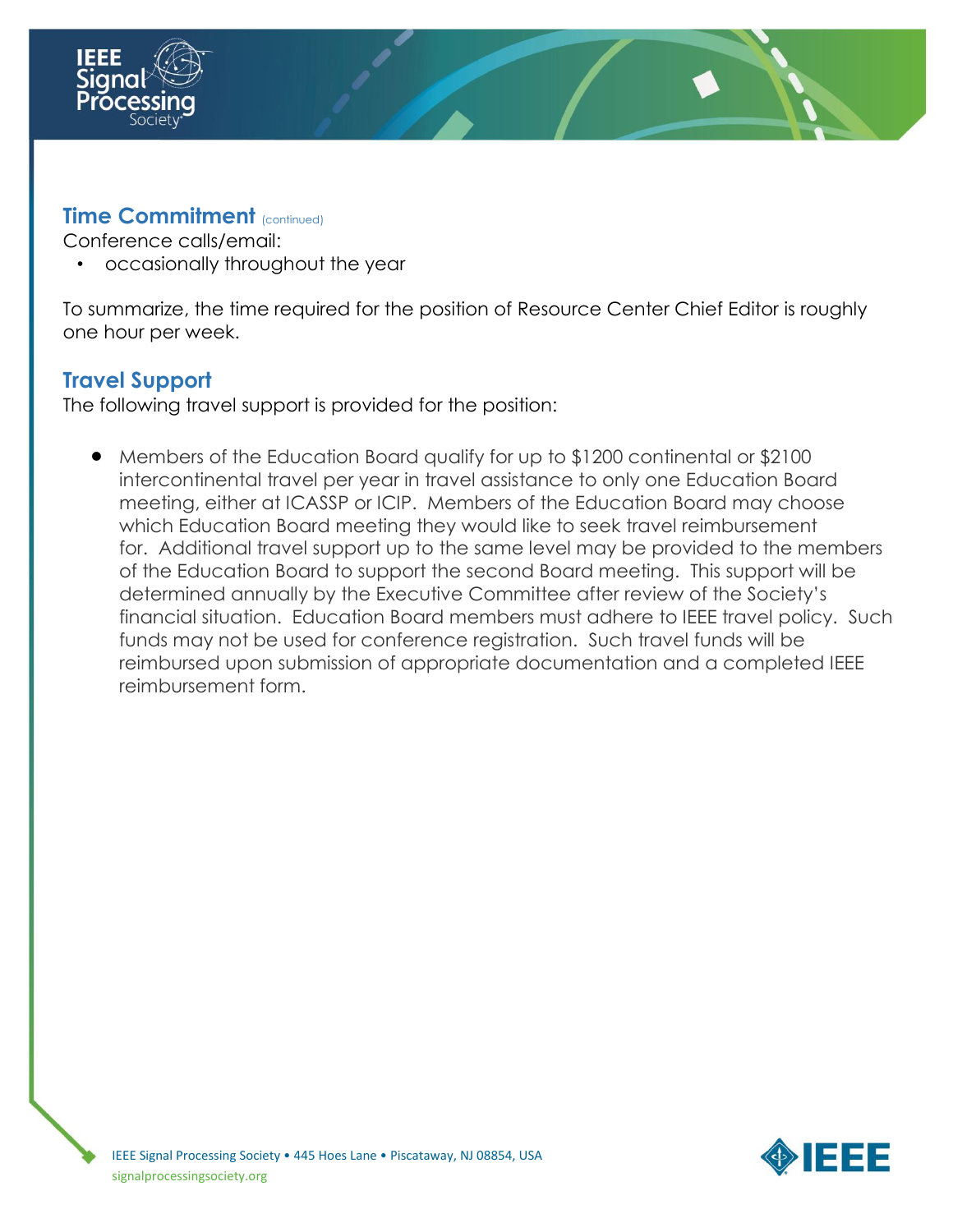## Time Commitment (continued)

Conference calls/email:

- occasionally throughout the year

To summarize, the time required for the position of Resource Center Chief Editor is roughly one hour per week.

## Travel Support

The following travel support is provided for the position:

- Members of the Education Board qualify for up to $1200 continental or $2100 intercontinental travel per year in travel assistance to only one Education Board meeting, either at ICASSP or ICIP. Members of the Education Board may choose which Education Board meeting they would like to seek travel reimbursement for. Additional travel support up to the same level may be provided to the members of the Education Board to support the second Board meeting. This support will be determined annually by the Executive Committee after review of the Society's financial situation. Education Board members must adhere to IEEE travel policy. Such funds may not be used for conference registration. Such travel funds will be reimbursed upon submission of appropriate documentation and a completed IEEE reimbursement form.